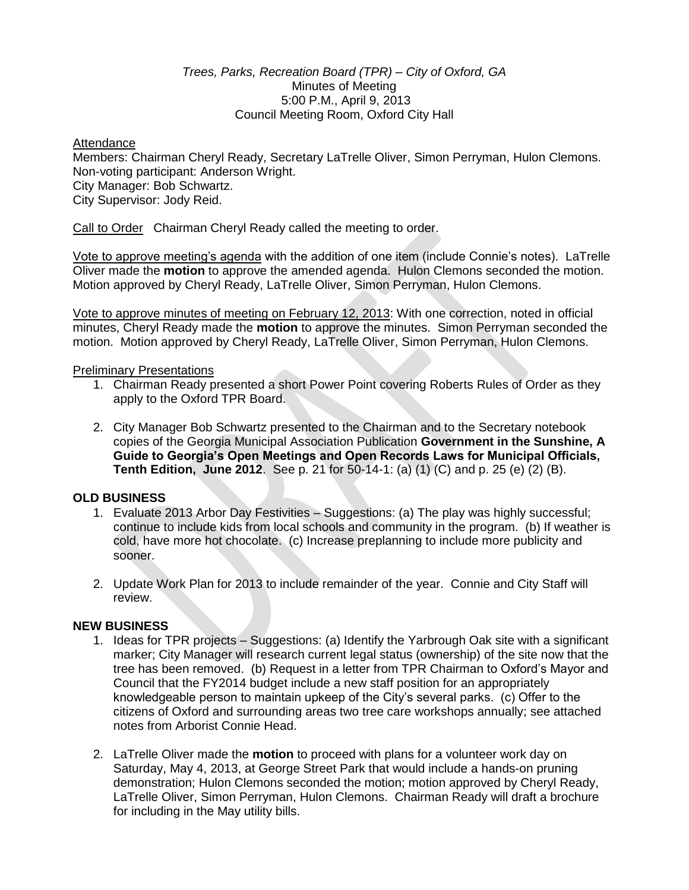*Trees, Parks, Recreation Board (TPR) – City of Oxford, GA*
Minutes of Meeting
5:00 P.M., April 9, 2013
Council Meeting Room, Oxford City Hall

Attendance
Members: Chairman Cheryl Ready, Secretary LaTrelle Oliver, Simon Perryman, Hulon Clemons.
Non-voting participant: Anderson Wright.
City Manager: Bob Schwartz.
City Supervisor: Jody Reid.

Call to Order Chairman Cheryl Ready called the meeting to order.

Vote to approve meeting's agenda with the addition of one item (include Connie's notes). LaTrelle Oliver made the **motion** to approve the amended agenda. Hulon Clemons seconded the motion. Motion approved by Cheryl Ready, LaTrelle Oliver, Simon Perryman, Hulon Clemons.

Vote to approve minutes of meeting on February 12, 2013: With one correction, noted in official minutes, Cheryl Ready made the **motion** to approve the minutes. Simon Perryman seconded the motion. Motion approved by Cheryl Ready, LaTrelle Oliver, Simon Perryman, Hulon Clemons.

Preliminary Presentations

1. Chairman Ready presented a short Power Point covering Roberts Rules of Order as they apply to the Oxford TPR Board.
2. City Manager Bob Schwartz presented to the Chairman and to the Secretary notebook copies of the Georgia Municipal Association Publication **Government in the Sunshine, A Guide to Georgia's Open Meetings and Open Records Laws for Municipal Officials, Tenth Edition, June 2012**. See p. 21 for 50-14-1: (a) (1) (C) and p. 25 (e) (2) (B).

## OLD BUSINESS

1. Evaluate 2013 Arbor Day Festivities – Suggestions: (a) The play was highly successful; continue to include kids from local schools and community in the program. (b) If weather is cold, have more hot chocolate. (c) Increase preplanning to include more publicity and sooner.
2. Update Work Plan for 2013 to include remainder of the year. Connie and City Staff will review.

## NEW BUSINESS

1. Ideas for TPR projects – Suggestions: (a) Identify the Yarbrough Oak site with a significant marker; City Manager will research current legal status (ownership) of the site now that the tree has been removed. (b) Request in a letter from TPR Chairman to Oxford's Mayor and Council that the FY2014 budget include a new staff position for an appropriately knowledgeable person to maintain upkeep of the City's several parks. (c) Offer to the citizens of Oxford and surrounding areas two tree care workshops annually; see attached notes from Arborist Connie Head.
2. LaTrelle Oliver made the **motion** to proceed with plans for a volunteer work day on Saturday, May 4, 2013, at George Street Park that would include a hands-on pruning demonstration; Hulon Clemons seconded the motion; motion approved by Cheryl Ready, LaTrelle Oliver, Simon Perryman, Hulon Clemons. Chairman Ready will draft a brochure for including in the May utility bills.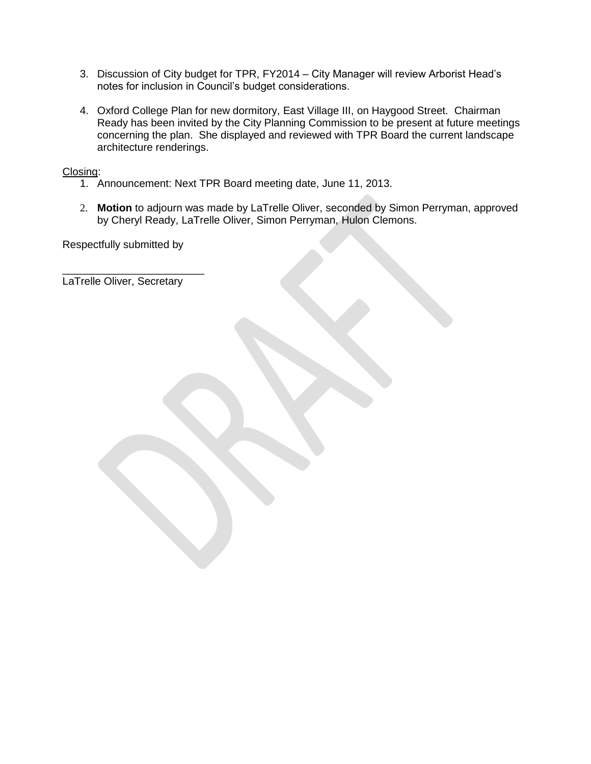3. Discussion of City budget for TPR, FY2014 – City Manager will review Arborist Head's notes for inclusion in Council's budget considerations.

4. Oxford College Plan for new dormitory, East Village III, on Haygood Street. Chairman Ready has been invited by the City Planning Commission to be present at future meetings concerning the plan. She displayed and reviewed with TPR Board the current landscape architecture renderings.

Closing:

1. Announcement: Next TPR Board meeting date, June 11, 2013.

2. **Motion** to adjourn was made by LaTrelle Oliver, seconded by Simon Perryman, approved by Cheryl Ready, LaTrelle Oliver, Simon Perryman, Hulon Clemons.

Respectfully submitted by

_________________________
LaTrelle Oliver, Secretary

DRAFT